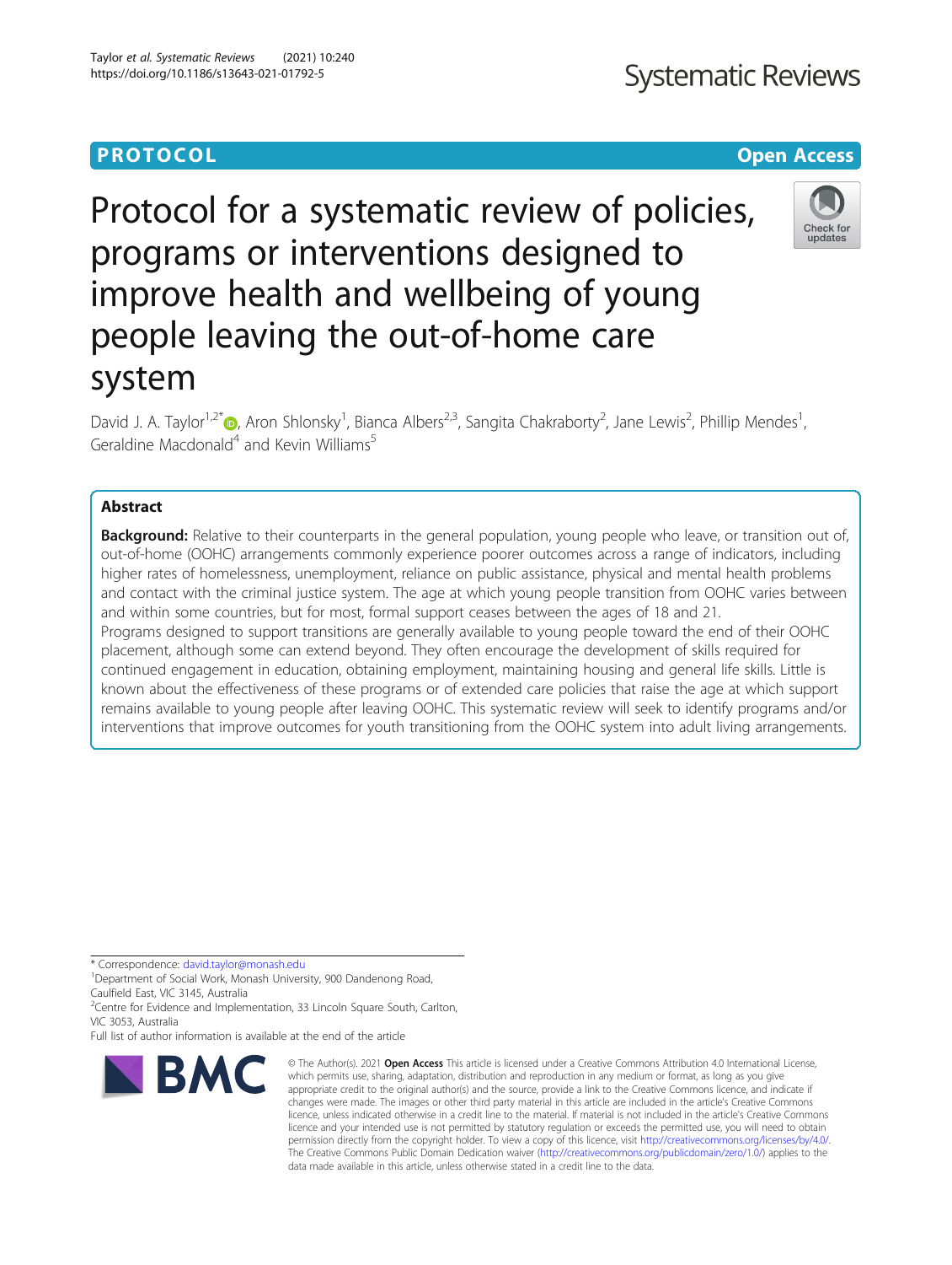PROTOCOL

Open Access

# Protocol for a systematic review of policies, programs or interventions designed to improve health and wellbeing of young people leaving the out-of-home care system

David J. A. Taylor[1,2*], Aron Shlonsky[1], Bianca Albers[2,3], Sangita Chakraborty[2], Jane Lewis[2], Phillip Mendes[1], Geraldine Macdonald[4] and Kevin Williams[5]

## Abstract

**Background:** Relative to their counterparts in the general population, young people who leave, or transition out of, out-of-home (OOHC) arrangements commonly experience poorer outcomes across a range of indicators, including higher rates of homelessness, unemployment, reliance on public assistance, physical and mental health problems and contact with the criminal justice system. The age at which young people transition from OOHC varies between and within some countries, but for most, formal support ceases between the ages of 18 and 21.

Programs designed to support transitions are generally available to young people toward the end of their OOHC placement, although some can extend beyond. They often encourage the development of skills required for continued engagement in education, obtaining employment, maintaining housing and general life skills. Little is known about the effectiveness of these programs or of extended care policies that raise the age at which support remains available to young people after leaving OOHC. This systematic review will seek to identify programs and/or interventions that improve outcomes for youth transitioning from the OOHC system into adult living arrangements.

\* Correspondence: david.taylor@monash.edu

[1]Department of Social Work, Monash University, 900 Dandenong Road, Caulfield East, VIC 3145, Australia

[2]Centre for Evidence and Implementation, 33 Lincoln Square South, Carlton, VIC 3053, Australia

Full list of author information is available at the end of the article

© The Author(s). 2021 **Open Access** This article is licensed under a Creative Commons Attribution 4.0 International License, which permits use, sharing, adaptation, distribution and reproduction in any medium or format, as long as you give appropriate credit to the original author(s) and the source, provide a link to the Creative Commons licence, and indicate if changes were made. The images or other third party material in this article are included in the article's Creative Commons licence, unless indicated otherwise in a credit line to the material. If material is not included in the article's Creative Commons licence and your intended use is not permitted by statutory regulation or exceeds the permitted use, you will need to obtain permission directly from the copyright holder. To view a copy of this licence, visit http://creativecommons.org/licenses/by/4.0/. The Creative Commons Public Domain Dedication waiver (http://creativecommons.org/publicdomain/zero/1.0/) applies to the data made available in this article, unless otherwise stated in a credit line to the data.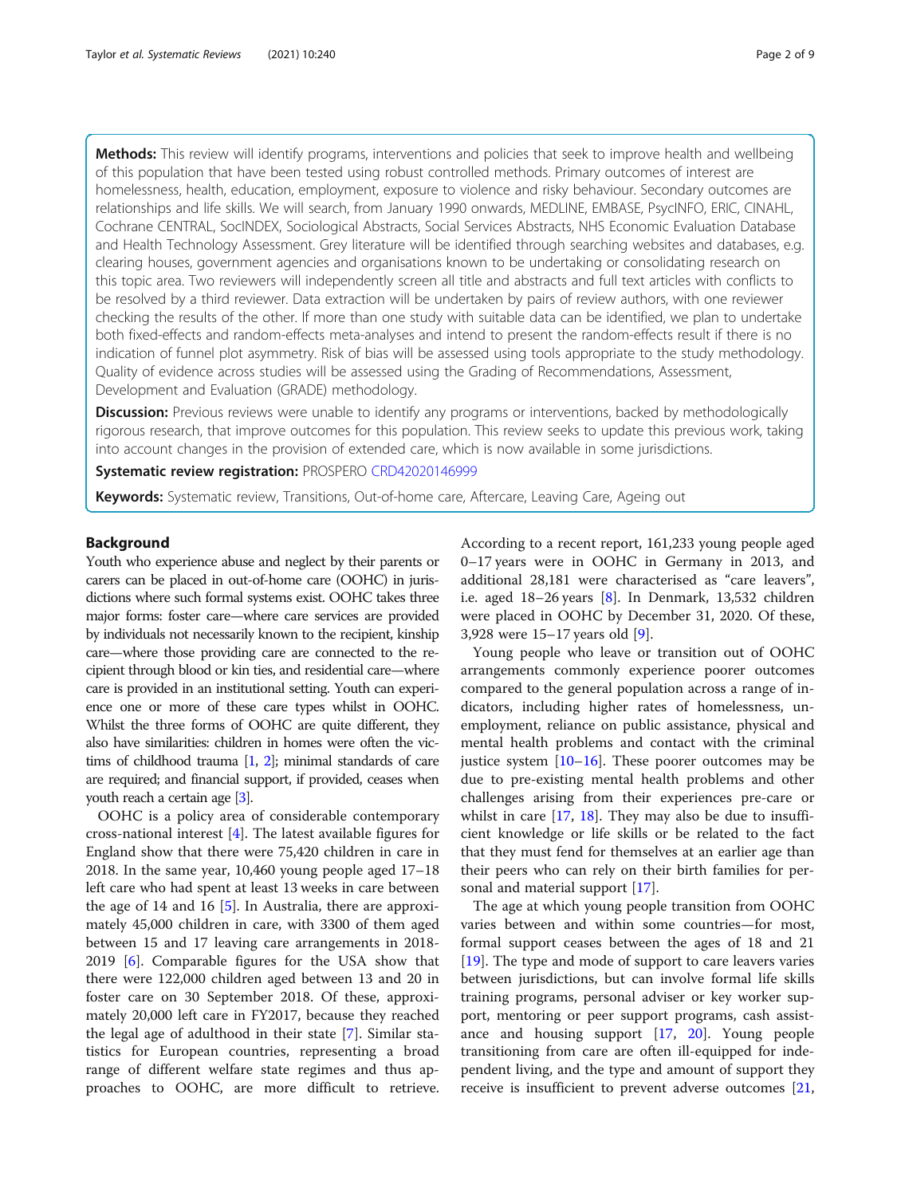**Methods:** This review will identify programs, interventions and policies that seek to improve health and wellbeing of this population that have been tested using robust controlled methods. Primary outcomes of interest are homelessness, health, education, employment, exposure to violence and risky behaviour. Secondary outcomes are relationships and life skills. We will search, from January 1990 onwards, MEDLINE, EMBASE, PsycINFO, ERIC, CINAHL, Cochrane CENTRAL, SocINDEX, Sociological Abstracts, Social Services Abstracts, NHS Economic Evaluation Database and Health Technology Assessment. Grey literature will be identified through searching websites and databases, e.g. clearing houses, government agencies and organisations known to be undertaking or consolidating research on this topic area. Two reviewers will independently screen all title and abstracts and full text articles with conflicts to be resolved by a third reviewer. Data extraction will be undertaken by pairs of review authors, with one reviewer checking the results of the other. If more than one study with suitable data can be identified, we plan to undertake both fixed-effects and random-effects meta-analyses and intend to present the random-effects result if there is no indication of funnel plot asymmetry. Risk of bias will be assessed using tools appropriate to the study methodology. Quality of evidence across studies will be assessed using the Grading of Recommendations, Assessment, Development and Evaluation (GRADE) methodology.

**Discussion:** Previous reviews were unable to identify any programs or interventions, backed by methodologically rigorous research, that improve outcomes for this population. This review seeks to update this previous work, taking into account changes in the provision of extended care, which is now available in some jurisdictions.

**Systematic review registration:** PROSPERO CRD42020146999

**Keywords:** Systematic review, Transitions, Out-of-home care, Aftercare, Leaving Care, Ageing out

## Background

Youth who experience abuse and neglect by their parents or carers can be placed in out-of-home care (OOHC) in jurisdictions where such formal systems exist. OOHC takes three major forms: foster care—where care services are provided by individuals not necessarily known to the recipient, kinship care—where those providing care are connected to the recipient through blood or kin ties, and residential care—where care is provided in an institutional setting. Youth can experience one or more of these care types whilst in OOHC. Whilst the three forms of OOHC are quite different, they also have similarities: children in homes were often the victims of childhood trauma [1, 2]; minimal standards of care are required; and financial support, if provided, ceases when youth reach a certain age [3].

OOHC is a policy area of considerable contemporary cross-national interest [4]. The latest available figures for England show that there were 75,420 children in care in 2018. In the same year, 10,460 young people aged 17–18 left care who had spent at least 13 weeks in care between the age of 14 and 16 [5]. In Australia, there are approximately 45,000 children in care, with 3300 of them aged between 15 and 17 leaving care arrangements in 2018-2019 [6]. Comparable figures for the USA show that there were 122,000 children aged between 13 and 20 in foster care on 30 September 2018. Of these, approximately 20,000 left care in FY2017, because they reached the legal age of adulthood in their state [7]. Similar statistics for European countries, representing a broad range of different welfare state regimes and thus approaches to OOHC, are more difficult to retrieve. According to a recent report, 161,233 young people aged 0–17 years were in OOHC in Germany in 2013, and additional 28,181 were characterised as "care leavers", i.e. aged 18–26 years [8]. In Denmark, 13,532 children were placed in OOHC by December 31, 2020. Of these, 3,928 were 15–17 years old [9].

Young people who leave or transition out of OOHC arrangements commonly experience poorer outcomes compared to the general population across a range of indicators, including higher rates of homelessness, unemployment, reliance on public assistance, physical and mental health problems and contact with the criminal justice system [10–16]. These poorer outcomes may be due to pre-existing mental health problems and other challenges arising from their experiences pre-care or whilst in care [17, 18]. They may also be due to insufficient knowledge or life skills or be related to the fact that they must fend for themselves at an earlier age than their peers who can rely on their birth families for personal and material support [17].

The age at which young people transition from OOHC varies between and within some countries—for most, formal support ceases between the ages of 18 and 21 [19]. The type and mode of support to care leavers varies between jurisdictions, but can involve formal life skills training programs, personal adviser or key worker support, mentoring or peer support programs, cash assistance and housing support [17, 20]. Young people transitioning from care are often ill-equipped for independent living, and the type and amount of support they receive is insufficient to prevent adverse outcomes [21,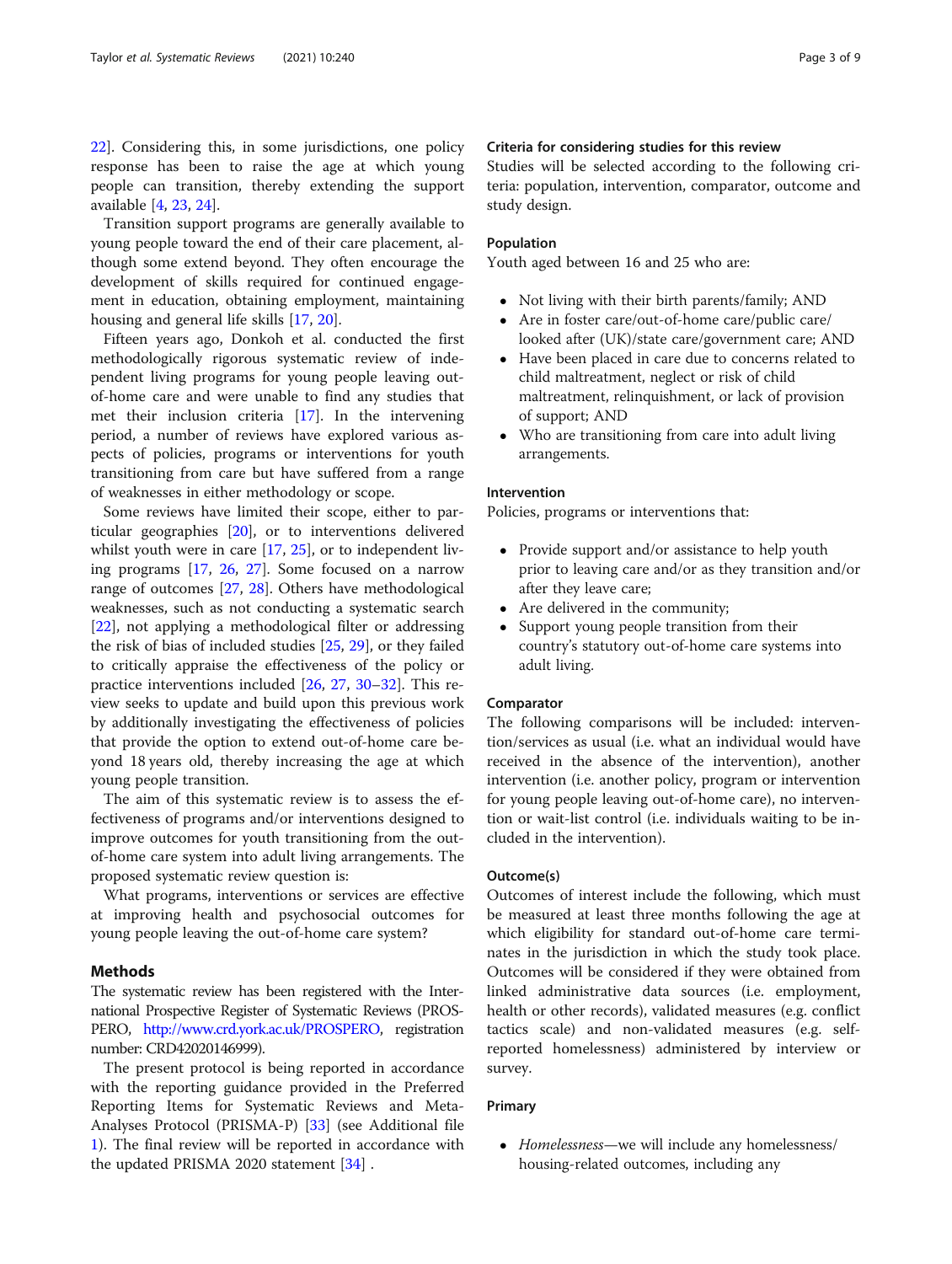22]. Considering this, in some jurisdictions, one policy response has been to raise the age at which young people can transition, thereby extending the support available [4, 23, 24].

Transition support programs are generally available to young people toward the end of their care placement, although some extend beyond. They often encourage the development of skills required for continued engagement in education, obtaining employment, maintaining housing and general life skills [17, 20].

Fifteen years ago, Donkoh et al. conducted the first methodologically rigorous systematic review of independent living programs for young people leaving out-of-home care and were unable to find any studies that met their inclusion criteria [17]. In the intervening period, a number of reviews have explored various aspects of policies, programs or interventions for youth transitioning from care but have suffered from a range of weaknesses in either methodology or scope.

Some reviews have limited their scope, either to particular geographies [20], or to interventions delivered whilst youth were in care [17, 25], or to independent living programs [17, 26, 27]. Some focused on a narrow range of outcomes [27, 28]. Others have methodological weaknesses, such as not conducting a systematic search [22], not applying a methodological filter or addressing the risk of bias of included studies [25, 29], or they failed to critically appraise the effectiveness of the policy or practice interventions included [26, 27, 30–32]. This review seeks to update and build upon this previous work by additionally investigating the effectiveness of policies that provide the option to extend out-of-home care beyond 18 years old, thereby increasing the age at which young people transition.

The aim of this systematic review is to assess the effectiveness of programs and/or interventions designed to improve outcomes for youth transitioning from the out-of-home care system into adult living arrangements. The proposed systematic review question is:

What programs, interventions or services are effective at improving health and psychosocial outcomes for young people leaving the out-of-home care system?

## Methods

The systematic review has been registered with the International Prospective Register of Systematic Reviews (PROSPERO, http://www.crd.york.ac.uk/PROSPERO, registration number: CRD42020146999).

The present protocol is being reported in accordance with the reporting guidance provided in the Preferred Reporting Items for Systematic Reviews and Meta-Analyses Protocol (PRISMA-P) [33] (see Additional file 1). The final review will be reported in accordance with the updated PRISMA 2020 statement [34] .

### Criteria for considering studies for this review

Studies will be selected according to the following criteria: population, intervention, comparator, outcome and study design.

### Population

Youth aged between 16 and 25 who are:

- Not living with their birth parents/family; AND
- Are in foster care/out-of-home care/public care/looked after (UK)/state care/government care; AND
- Have been placed in care due to concerns related to child maltreatment, neglect or risk of child maltreatment, relinquishment, or lack of provision of support; AND
- Who are transitioning from care into adult living arrangements.

### Intervention

Policies, programs or interventions that:

- Provide support and/or assistance to help youth prior to leaving care and/or as they transition and/or after they leave care;
- Are delivered in the community;
- Support young people transition from their country's statutory out-of-home care systems into adult living.

### Comparator

The following comparisons will be included: intervention/services as usual (i.e. what an individual would have received in the absence of the intervention), another intervention (i.e. another policy, program or intervention for young people leaving out-of-home care), no intervention or wait-list control (i.e. individuals waiting to be included in the intervention).

### Outcome(s)

Outcomes of interest include the following, which must be measured at least three months following the age at which eligibility for standard out-of-home care terminates in the jurisdiction in which the study took place. Outcomes will be considered if they were obtained from linked administrative data sources (i.e. employment, health or other records), validated measures (e.g. conflict tactics scale) and non-validated measures (e.g. self-reported homelessness) administered by interview or survey.

### Primary

- *Homelessness*—we will include any homelessness/housing-related outcomes, including any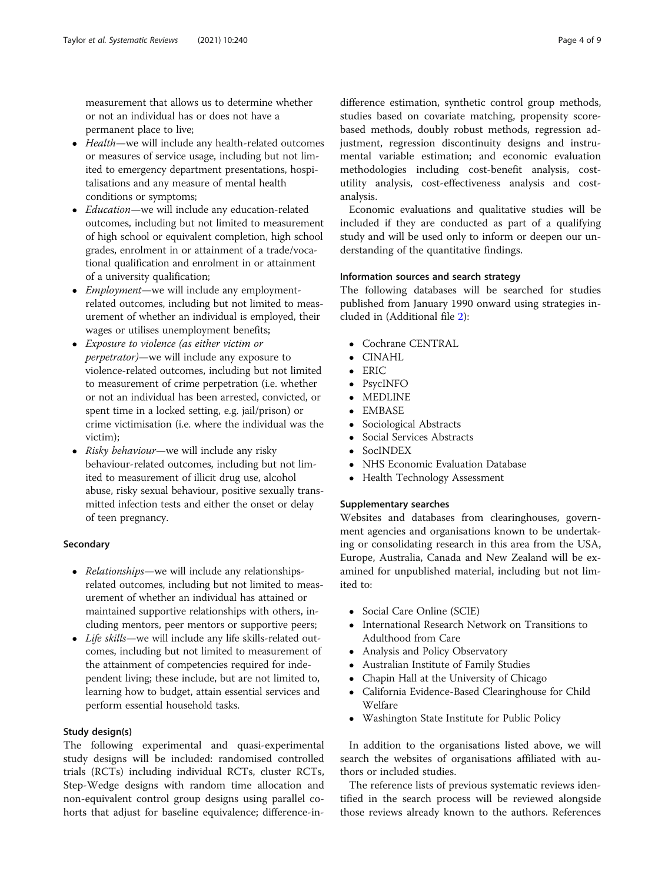measurement that allows us to determine whether or not an individual has or does not have a permanent place to live;

- *Health*—we will include any health-related outcomes or measures of service usage, including but not limited to emergency department presentations, hospitalisations and any measure of mental health conditions or symptoms;
- *Education*—we will include any education-related outcomes, including but not limited to measurement of high school or equivalent completion, high school grades, enrolment in or attainment of a trade/vocational qualification and enrolment in or attainment of a university qualification;
- *Employment*—we will include any employment-related outcomes, including but not limited to measurement of whether an individual is employed, their wages or utilises unemployment benefits;
- *Exposure to violence (as either victim or perpetrator)*—we will include any exposure to violence-related outcomes, including but not limited to measurement of crime perpetration (i.e. whether or not an individual has been arrested, convicted, or spent time in a locked setting, e.g. jail/prison) or crime victimisation (i.e. where the individual was the victim);
- *Risky behaviour*—we will include any risky behaviour-related outcomes, including but not limited to measurement of illicit drug use, alcohol abuse, risky sexual behaviour, positive sexually transmitted infection tests and either the onset or delay of teen pregnancy.

#### Secondary

- *Relationships*—we will include any relationships-related outcomes, including but not limited to measurement of whether an individual has attained or maintained supportive relationships with others, including mentors, peer mentors or supportive peers;
- *Life skills*—we will include any life skills-related outcomes, including but not limited to measurement of the attainment of competencies required for independent living; these include, but are not limited to, learning how to budget, attain essential services and perform essential household tasks.

### Study design(s)

The following experimental and quasi-experimental study designs will be included: randomised controlled trials (RCTs) including individual RCTs, cluster RCTs, Step-Wedge designs with random time allocation and non-equivalent control group designs using parallel cohorts that adjust for baseline equivalence; difference-in-difference estimation, synthetic control group methods, studies based on covariate matching, propensity score-based methods, doubly robust methods, regression adjustment, regression discontinuity designs and instrumental variable estimation; and economic evaluation methodologies including cost-benefit analysis, cost-utility analysis, cost-effectiveness analysis and cost-analysis.

Economic evaluations and qualitative studies will be included if they are conducted as part of a qualifying study and will be used only to inform or deepen our understanding of the quantitative findings.

### Information sources and search strategy

The following databases will be searched for studies published from January 1990 onward using strategies included in (Additional file 2):

- Cochrane CENTRAL
- CINAHL
- ERIC
- PsycINFO
- MEDLINE
- EMBASE
- Sociological Abstracts
- Social Services Abstracts
- SocINDEX
- NHS Economic Evaluation Database
- Health Technology Assessment

### Supplementary searches

Websites and databases from clearinghouses, government agencies and organisations known to be undertaking or consolidating research in this area from the USA, Europe, Australia, Canada and New Zealand will be examined for unpublished material, including but not limited to:

- Social Care Online (SCIE)
- International Research Network on Transitions to Adulthood from Care
- Analysis and Policy Observatory
- Australian Institute of Family Studies
- Chapin Hall at the University of Chicago
- California Evidence-Based Clearinghouse for Child Welfare
- Washington State Institute for Public Policy

In addition to the organisations listed above, we will search the websites of organisations affiliated with authors or included studies.

The reference lists of previous systematic reviews identified in the search process will be reviewed alongside those reviews already known to the authors. References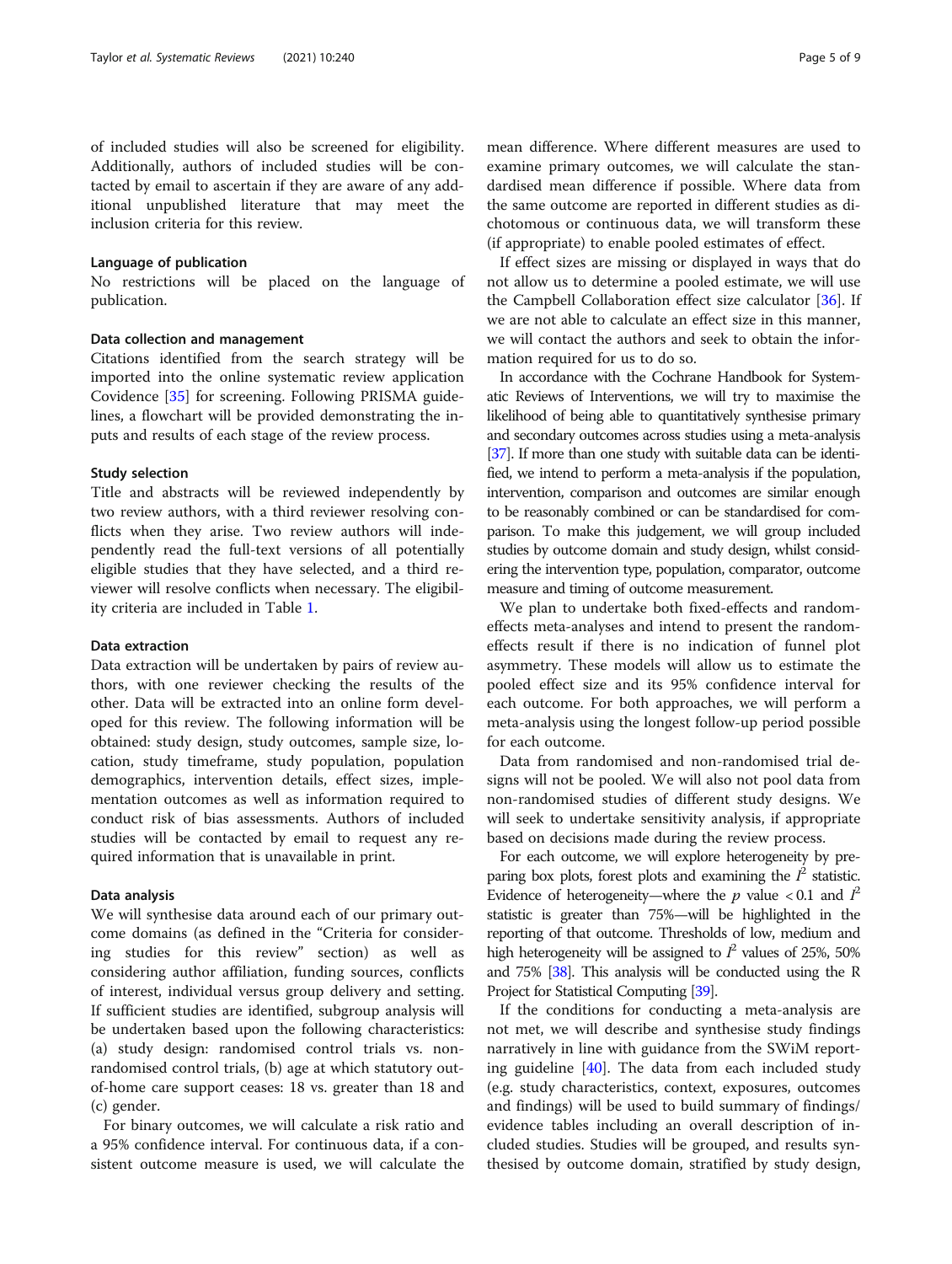of included studies will also be screened for eligibility. Additionally, authors of included studies will be contacted by email to ascertain if they are aware of any additional unpublished literature that may meet the inclusion criteria for this review.

### Language of publication

No restrictions will be placed on the language of publication.

### Data collection and management

Citations identified from the search strategy will be imported into the online systematic review application Covidence [35] for screening. Following PRISMA guidelines, a flowchart will be provided demonstrating the inputs and results of each stage of the review process.

### Study selection

Title and abstracts will be reviewed independently by two review authors, with a third reviewer resolving conflicts when they arise. Two review authors will independently read the full-text versions of all potentially eligible studies that they have selected, and a third reviewer will resolve conflicts when necessary. The eligibility criteria are included in Table 1.

### Data extraction

Data extraction will be undertaken by pairs of review authors, with one reviewer checking the results of the other. Data will be extracted into an online form developed for this review. The following information will be obtained: study design, study outcomes, sample size, location, study timeframe, study population, population demographics, intervention details, effect sizes, implementation outcomes as well as information required to conduct risk of bias assessments. Authors of included studies will be contacted by email to request any required information that is unavailable in print.

### Data analysis

We will synthesise data around each of our primary outcome domains (as defined in the "Criteria for considering studies for this review" section) as well as considering author affiliation, funding sources, conflicts of interest, individual versus group delivery and setting. If sufficient studies are identified, subgroup analysis will be undertaken based upon the following characteristics: (a) study design: randomised control trials vs. non-randomised control trials, (b) age at which statutory out-of-home care support ceases: 18 vs. greater than 18 and (c) gender.

For binary outcomes, we will calculate a risk ratio and a 95% confidence interval. For continuous data, if a consistent outcome measure is used, we will calculate the mean difference. Where different measures are used to examine primary outcomes, we will calculate the standardised mean difference if possible. Where data from the same outcome are reported in different studies as dichotomous or continuous data, we will transform these (if appropriate) to enable pooled estimates of effect.

If effect sizes are missing or displayed in ways that do not allow us to determine a pooled estimate, we will use the Campbell Collaboration effect size calculator [36]. If we are not able to calculate an effect size in this manner, we will contact the authors and seek to obtain the information required for us to do so.

In accordance with the Cochrane Handbook for Systematic Reviews of Interventions, we will try to maximise the likelihood of being able to quantitatively synthesise primary and secondary outcomes across studies using a meta-analysis [37]. If more than one study with suitable data can be identified, we intend to perform a meta-analysis if the population, intervention, comparison and outcomes are similar enough to be reasonably combined or can be standardised for comparison. To make this judgement, we will group included studies by outcome domain and study design, whilst considering the intervention type, population, comparator, outcome measure and timing of outcome measurement.

We plan to undertake both fixed-effects and random-effects meta-analyses and intend to present the random-effects result if there is no indication of funnel plot asymmetry. These models will allow us to estimate the pooled effect size and its 95% confidence interval for each outcome. For both approaches, we will perform a meta-analysis using the longest follow-up period possible for each outcome.

Data from randomised and non-randomised trial designs will not be pooled. We will also not pool data from non-randomised studies of different study designs. We will seek to undertake sensitivity analysis, if appropriate based on decisions made during the review process.

For each outcome, we will explore heterogeneity by preparing box plots, forest plots and examining the $I^2$ statistic. Evidence of heterogeneity—where the $p$ value $< 0.1$ and $I^2$ statistic is greater than 75%—will be highlighted in the reporting of that outcome. Thresholds of low, medium and high heterogeneity will be assigned to $I^2$ values of 25%, 50% and 75% [38]. This analysis will be conducted using the R Project for Statistical Computing [39].

If the conditions for conducting a meta-analysis are not met, we will describe and synthesise study findings narratively in line with guidance from the SWiM reporting guideline [40]. The data from each included study (e.g. study characteristics, context, exposures, outcomes and findings) will be used to build summary of findings/evidence tables including an overall description of included studies. Studies will be grouped, and results synthesised by outcome domain, stratified by study design,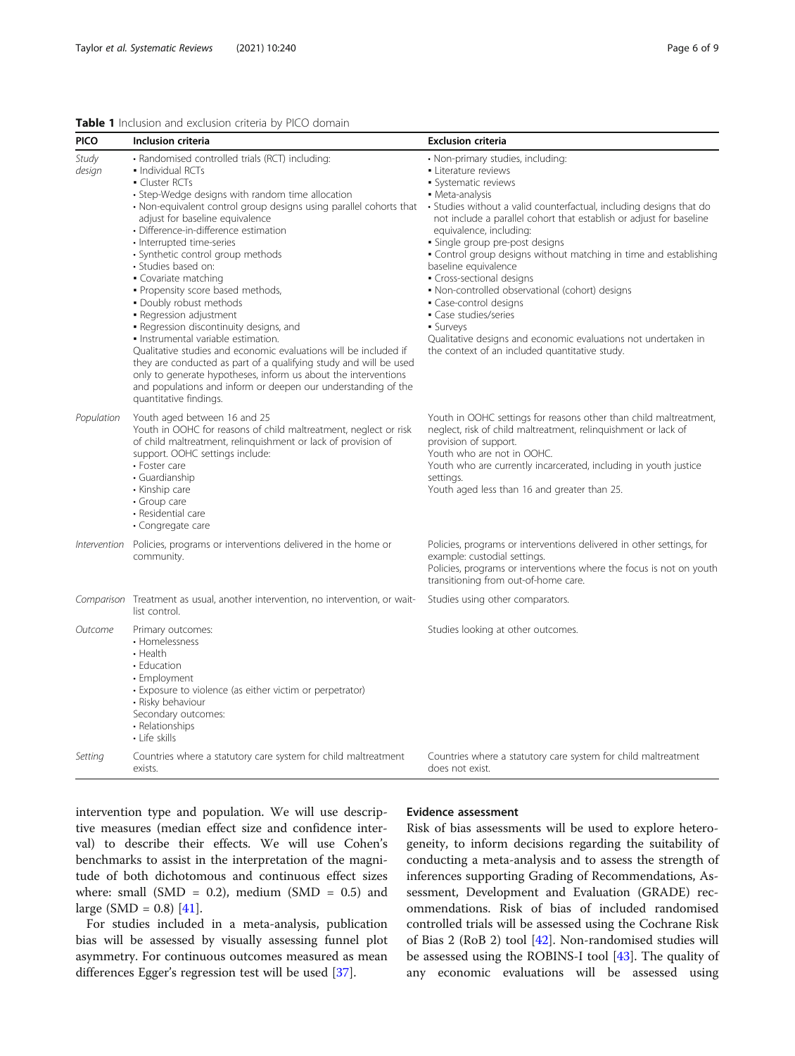**Table 1** Inclusion and exclusion criteria by PICO domain

| PICO | Inclusion criteria | Exclusion criteria |
| --- | --- | --- |
| *Study design* | • Randomised controlled trials (RCT) including:<br>▪ Individual RCTs<br>▪ Cluster RCTs<br>• Step-Wedge designs with random time allocation<br>• Non-equivalent control group designs using parallel cohorts that adjust for baseline equivalence<br>• Difference-in-difference estimation<br>• Interrupted time-series<br>• Synthetic control group methods<br>• Studies based on:<br>▪ Covariate matching<br>▪ Propensity score based methods,<br>▪ Doubly robust methods<br>▪ Regression adjustment<br>▪ Regression discontinuity designs, and<br>▪ Instrumental variable estimation.<br>Qualitative studies and economic evaluations will be included if they are conducted as part of a qualifying study and will be used only to generate hypotheses, inform us about the interventions and populations and inform or deepen our understanding of the quantitative findings. | • Non-primary studies, including:<br>▪ Literature reviews<br>▪ Systematic reviews<br>▪ Meta-analysis<br>• Studies without a valid counterfactual, including designs that do not include a parallel cohort that establish or adjust for baseline equivalence, including:<br>▪ Single group pre-post designs<br>▪ Control group designs without matching in time and establishing baseline equivalence<br>▪ Cross-sectional designs<br>▪ Non-controlled observational (cohort) designs<br>▪ Case-control designs<br>▪ Case studies/series<br>▪ Surveys<br>Qualitative designs and economic evaluations not undertaken in the context of an included quantitative study. |
| *Population* | Youth aged between 16 and 25<br>Youth in OOHC for reasons of child maltreatment, neglect or risk of child maltreatment, relinquishment or lack of provision of support. OOHC settings include:<br>• Foster care<br>• Guardianship<br>• Kinship care<br>• Group care<br>• Residential care<br>• Congregate care | Youth in OOHC settings for reasons other than child maltreatment, neglect, risk of child maltreatment, relinquishment or lack of provision of support.<br>Youth who are not in OOHC.<br>Youth who are currently incarcerated, including in youth justice settings.<br>Youth aged less than 16 and greater than 25. |
| *Intervention* | Policies, programs or interventions delivered in the home or community. | Policies, programs or interventions delivered in other settings, for example: custodial settings.<br>Policies, programs or interventions where the focus is not on youth transitioning from out-of-home care. |
| *Comparison* | Treatment as usual, another intervention, no intervention, or wait-list control. | Studies using other comparators. |
| *Outcome* | Primary outcomes:<br>• Homelessness<br>• Health<br>• Education<br>• Employment<br>• Exposure to violence (as either victim or perpetrator)<br>• Risky behaviour<br>Secondary outcomes:<br>• Relationships<br>• Life skills | Studies looking at other outcomes. |
| *Setting* | Countries where a statutory care system for child maltreatment exists. | Countries where a statutory care system for child maltreatment does not exist. |

intervention type and population. We will use descriptive measures (median effect size and confidence interval) to describe their effects. We will use Cohen's benchmarks to assist in the interpretation of the magnitude of both dichotomous and continuous effect sizes where: small (SMD = 0.2), medium (SMD = 0.5) and large (SMD = 0.8) [41].

For studies included in a meta-analysis, publication bias will be assessed by visually assessing funnel plot asymmetry. For continuous outcomes measured as mean differences Egger's regression test will be used [37].

### Evidence assessment

Risk of bias assessments will be used to explore heterogeneity, to inform decisions regarding the suitability of conducting a meta-analysis and to assess the strength of inferences supporting Grading of Recommendations, Assessment, Development and Evaluation (GRADE) recommendations. Risk of bias of included randomised controlled trials will be assessed using the Cochrane Risk of Bias 2 (RoB 2) tool [42]. Non-randomised studies will be assessed using the ROBINS-I tool [43]. The quality of any economic evaluations will be assessed using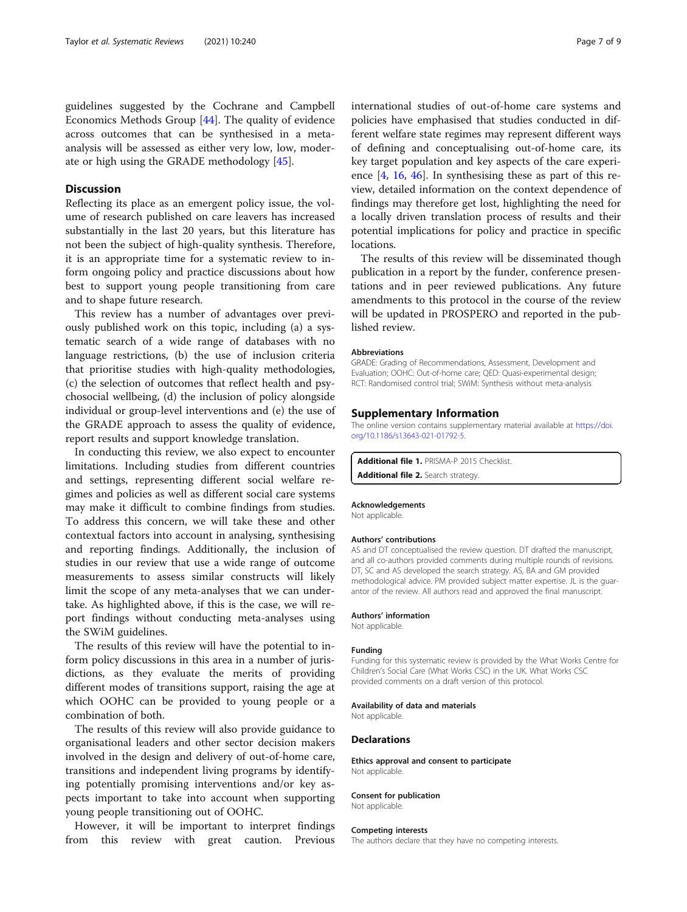guidelines suggested by the Cochrane and Campbell Economics Methods Group [44]. The quality of evidence across outcomes that can be synthesised in a meta-analysis will be assessed as either very low, low, moderate or high using the GRADE methodology [45].

## Discussion

Reflecting its place as an emergent policy issue, the volume of research published on care leavers has increased substantially in the last 20 years, but this literature has not been the subject of high-quality synthesis. Therefore, it is an appropriate time for a systematic review to inform ongoing policy and practice discussions about how best to support young people transitioning from care and to shape future research.

This review has a number of advantages over previously published work on this topic, including (a) a systematic search of a wide range of databases with no language restrictions, (b) the use of inclusion criteria that prioritise studies with high-quality methodologies, (c) the selection of outcomes that reflect health and psychosocial wellbeing, (d) the inclusion of policy alongside individual or group-level interventions and (e) the use of the GRADE approach to assess the quality of evidence, report results and support knowledge translation.

In conducting this review, we also expect to encounter limitations. Including studies from different countries and settings, representing different social welfare regimes and policies as well as different social care systems may make it difficult to combine findings from studies. To address this concern, we will take these and other contextual factors into account in analysing, synthesising and reporting findings. Additionally, the inclusion of studies in our review that use a wide range of outcome measurements to assess similar constructs will likely limit the scope of any meta-analyses that we can undertake. As highlighted above, if this is the case, we will report findings without conducting meta-analyses using the SWiM guidelines.

The results of this review will have the potential to inform policy discussions in this area in a number of jurisdictions, as they evaluate the merits of providing different modes of transitions support, raising the age at which OOHC can be provided to young people or a combination of both.

The results of this review will also provide guidance to organisational leaders and other sector decision makers involved in the design and delivery of out-of-home care, transitions and independent living programs by identifying potentially promising interventions and/or key aspects important to take into account when supporting young people transitioning out of OOHC.

However, it will be important to interpret findings from this review with great caution. Previous international studies of out-of-home care systems and policies have emphasised that studies conducted in different welfare state regimes may represent different ways of defining and conceptualising out-of-home care, its key target population and key aspects of the care experience [4, 16, 46]. In synthesising these as part of this review, detailed information on the context dependence of findings may therefore get lost, highlighting the need for a locally driven translation process of results and their potential implications for policy and practice in specific locations.

The results of this review will be disseminated though publication in a report by the funder, conference presentations and in peer reviewed publications. Any future amendments to this protocol in the course of the review will be updated in PROSPERO and reported in the published review.

#### Abbreviations

GRADE: Grading of Recommendations, Assessment, Development and Evaluation; OOHC: Out-of-home care; QED: Quasi-experimental design; RCT: Randomised control trial; SWiM: Synthesis without meta-analysis

## Supplementary Information

The online version contains supplementary material available at https://doi.org/10.1186/s13643-021-01792-5.

**Additional file 1.** PRISMA-P 2015 Checklist.
**Additional file 2.** Search strategy.

#### Acknowledgements

Not applicable.

#### Authors' contributions

AS and DT conceptualised the review question. DT drafted the manuscript, and all co-authors provided comments during multiple rounds of revisions. DT, SC and AS developed the search strategy. AS, BA and GM provided methodological advice. PM provided subject matter expertise. JL is the guarantor of the review. All authors read and approved the final manuscript.

#### Authors' information

Not applicable.

#### Funding

Funding for this systematic review is provided by the What Works Centre for Children's Social Care (What Works CSC) in the UK. What Works CSC provided comments on a draft version of this protocol.

#### Availability of data and materials

Not applicable.

### Declarations

#### Ethics approval and consent to participate

Not applicable.

#### Consent for publication

Not applicable.

#### Competing interests

The authors declare that they have no competing interests.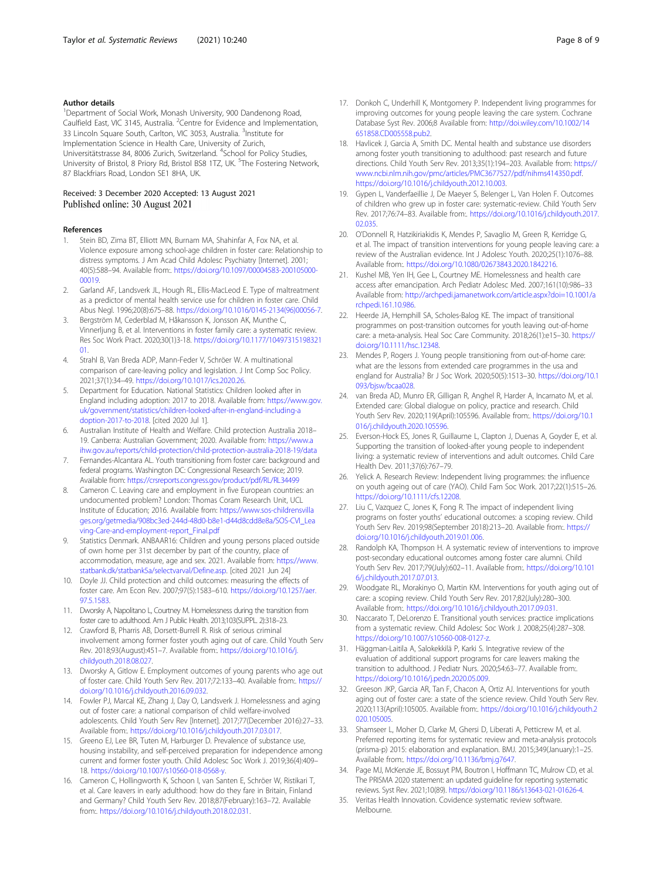### Author details

[1]Department of Social Work, Monash University, 900 Dandenong Road, Caulfield East, VIC 3145, Australia. [2]Centre for Evidence and Implementation, 33 Lincoln Square South, Carlton, VIC 3053, Australia. [3]Institute for Implementation Science in Health Care, University of Zurich, Universitätstrasse 84, 8006 Zurich, Switzerland. [4]School for Policy Studies, University of Bristol, 8 Priory Rd, Bristol BS8 1TZ, UK. [5]The Fostering Network, 87 Blackfriars Road, London SE1 8HA, UK.

Received: 3 December 2020 Accepted: 13 August 2021
Published online: 30 August 2021

### References

1. Stein BD, Zima BT, Elliott MN, Burnam MA, Shahinfar A, Fox NA, et al. Violence exposure among school-age children in foster care: Relationship to distress symptoms. J Am Acad Child Adolesc Psychiatry [Internet]. 2001; 40(5):588–94. Available from:. https://doi.org/10.1097/00004583-200105000-00019.
2. Garland AF, Landsverk JL, Hough RL, Ellis-MacLeod E. Type of maltreatment as a predictor of mental health service use for children in foster care. Child Abus Negl. 1996;20(8):675–88. https://doi.org/10.1016/0145-2134(96)00056-7.
3. Bergström M, Cederblad M, Håkansson K, Jonsson AK, Munthe C, Vinnerljung B, et al. Interventions in foster family care: a systematic review. Res Soc Work Pract. 2020;30(1)3-18. https://doi.org/10.1177/1049731519832101.
4. Strahl B, Van Breda ADP, Mann-Feder V, Schröer W. A multinational comparison of care-leaving policy and legislation. J Int Comp Soc Policy. 2021;37(1):34–49. https://doi.org/10.1017/ics.2020.26.
5. Department for Education. National Statistics: Children looked after in England including adoption: 2017 to 2018. Available from: https://www.gov.uk/government/statistics/children-looked-after-in-england-including-adoption-2017-to-2018. [cited 2020 Jul 1].
6. Australian Institute of Health and Welfare. Child protection Australia 2018–19. Canberra: Australian Government; 2020. Available from: https://www.aihw.gov.au/reports/child-protection/child-protection-australia-2018-19/data
7. Fernandes-Alcantara AL. Youth transitioning from foster care: background and federal programs. Washington DC: Congressional Research Service; 2019. Available from: https://crsreports.congress.gov/product/pdf/RL/RL34499
8. Cameron C. Leaving care and employment in five European countries: an undocumented problem? London: Thomas Coram Research Unit, UCL Institute of Education; 2016. Available from: https://www.sos-childrensvillages.org/getmedia/908bc3ed-244d-48d0-b8e1-d44d8cdd8e8a/SOS-CVI_Leaving-Care-and-employment-report_Final.pdf
9. Statistics Denmark. ANBAAR16: Children and young persons placed outside of own home per 31st december by part of the country, place of accommodation, measure, age and sex. 2021. Available from: https://www.statbank.dk/statbank5a/selectvarval/Define.asp. [cited 2021 Jun 24]
10. Doyle JJ. Child protection and child outcomes: measuring the effects of foster care. Am Econ Rev. 2007;97(5):1583–610. https://doi.org/10.1257/aer.97.5.1583.
11. Dworsky A, Napolitano L, Courtney M. Homelessness during the transition from foster care to adulthood. Am J Public Health. 2013;103(SUPPL. 2):318–23.
12. Crawford B, Pharris AB, Dorsett-Burrell R. Risk of serious criminal involvement among former foster youth aging out of care. Child Youth Serv Rev. 2018;93(August):451–7. Available from:. https://doi.org/10.1016/j.childyouth.2018.08.027.
13. Dworsky A, Gitlow E. Employment outcomes of young parents who age out of foster care. Child Youth Serv Rev. 2017;72:133–40. Available from:. https://doi.org/10.1016/j.childyouth.2016.09.032.
14. Fowler PJ, Marcal KE, Zhang J, Day O, Landsverk J. Homelessness and aging out of foster care: a national comparison of child welfare-involved adolescents. Child Youth Serv Rev [Internet]. 2017;77(December 2016):27–33. Available from:. https://doi.org/10.1016/j.childyouth.2017.03.017.
15. Greeno EJ, Lee BR, Tuten M, Harburger D. Prevalence of substance use, housing instability, and self-perceived preparation for independence among current and former foster youth. Child Adolesc Soc Work J. 2019;36(4):409–18. https://doi.org/10.1007/s10560-018-0568-y.
16. Cameron C, Hollingworth K, Schoon I, van Santen E, Schröer W, Ristikari T, et al. Care leavers in early adulthood: How do they fare in Britain, Finland and Germany? Child Youth Serv Rev. 2018;87(February):163–72. Available from:. https://doi.org/10.1016/j.childyouth.2018.02.031.
17. Donkoh C, Underhill K, Montgomery P. Independent living programmes for improving outcomes for young people leaving the care system. Cochrane Database Syst Rev. 2006;8 Available from: http://doi.wiley.com/10.1002/14651858.CD005558.pub2.
18. Havlicek J, Garcia A, Smith DC. Mental health and substance use disorders among foster youth transitioning to adulthood: past research and future directions. Child Youth Serv Rev. 2013;35(1):194–203. Available from: https://www.ncbi.nlm.nih.gov/pmc/articles/PMC3677527/pdf/nihms414350.pdf. https://doi.org/10.1016/j.childyouth.2012.10.003.
19. Gypen L, Vanderfaeillie J, De Maeyer S, Belenger L, Van Holen F. Outcomes of children who grew up in foster care: systematic-review. Child Youth Serv Rev. 2017;76:74–83. Available from:. https://doi.org/10.1016/j.childyouth.2017.02.035.
20. O'Donnell R, Hatzikiriakidis K, Mendes P, Savaglio M, Green R, Kerridge G, et al. The impact of transition interventions for young people leaving care: a review of the Australian evidence. Int J Adolesc Youth. 2020;25(1):1076–88. Available from:. https://doi.org/10.1080/02673843.2020.1842216.
21. Kushel MB, Yen IH, Gee L, Courtney ME. Homelessness and health care access after emancipation. Arch Pediatr Adolesc Med. 2007;161(10):986–33 Available from: http://archpedi.jamanetwork.com/article.aspx?doi=10.1001/archpedi.161.10.986.
22. Heerde JA, Hemphill SA, Scholes-Balog KE. The impact of transitional programmes on post-transition outcomes for youth leaving out-of-home care: a meta-analysis. Heal Soc Care Community. 2018;26(1):e15–30. https://doi.org/10.1111/hsc.12348.
23. Mendes P, Rogers J. Young people transitioning from out-of-home care: what are the lessons from extended care programmes in the usa and england for Australia? Br J Soc Work. 2020;50(5):1513–30. https://doi.org/10.1093/bjsw/bcaa028.
24. van Breda AD, Munro ER, Gilligan R, Anghel R, Harder A, Incarnato M, et al. Extended care: Global dialogue on policy, practice and research. Child Youth Serv Rev. 2020;119(April):105596. Available from:. https://doi.org/10.1016/j.childyouth.2020.105596.
25. Everson-Hock ES, Jones R, Guillaume L, Clapton J, Duenas A, Goyder E, et al. Supporting the transition of looked-after young people to independent living: a systematic review of interventions and adult outcomes. Child Care Health Dev. 2011;37(6):767–79.
26. Yelick A. Research Review: Independent living programmes: the influence on youth ageing out of care (YAO). Child Fam Soc Work. 2017;22(1):515–26. https://doi.org/10.1111/cfs.12208.
27. Liu C, Vazquez C, Jones K, Fong R. The impact of independent living programs on foster youths' educational outcomes: a scoping review. Child Youth Serv Rev. 2019;98(September 2018):213–20. Available from:. https://doi.org/10.1016/j.childyouth.2019.01.006.
28. Randolph KA, Thompson H. A systematic review of interventions to improve post-secondary educational outcomes among foster care alumni. Child Youth Serv Rev. 2017;79(July):602–11. Available from:. https://doi.org/10.1016/j.childyouth.2017.07.013.
29. Woodgate RL, Morakinyo O, Martin KM. Interventions for youth aging out of care: a scoping review. Child Youth Serv Rev. 2017;82(July):280–300. Available from:. https://doi.org/10.1016/j.childyouth.2017.09.031.
30. Naccarato T, DeLorenzo E. Transitional youth services: practice implications from a systematic review. Child Adolesc Soc Work J. 2008;25(4):287–308. https://doi.org/10.1007/s10560-008-0127-z.
31. Häggman-Laitila A, Salokekkilä P, Karki S. Integrative review of the evaluation of additional support programs for care leavers making the transition to adulthood. J Pediatr Nurs. 2020;54:63–77. Available from:. https://doi.org/10.1016/j.pedn.2020.05.009.
32. Greeson JKP, Garcia AR, Tan F, Chacon A, Ortiz AJ. Interventions for youth aging out of foster care: a state of the science review. Child Youth Serv Rev. 2020;113(April):105005. Available from:. https://doi.org/10.1016/j.childyouth.2020.105005.
33. Shamseer L, Moher D, Clarke M, Ghersi D, Liberati A, Petticrew M, et al. Preferred reporting items for systematic review and meta-analysis protocols (prisma-p) 2015: elaboration and explanation. BMJ. 2015;349(January):1–25. Available from:. https://doi.org/10.1136/bmj.g7647.
34. Page MJ, McKenzie JE, Bossuyt PM, Boutron I, Hoffmann TC, Mulrow CD, et al. The PRISMA 2020 statement: an updated guideline for reporting systematic reviews. Syst Rev. 2021;10(89). https://doi.org/10.1186/s13643-021-01626-4.
35. Veritas Health Innovation. Covidence systematic review software. Melbourne.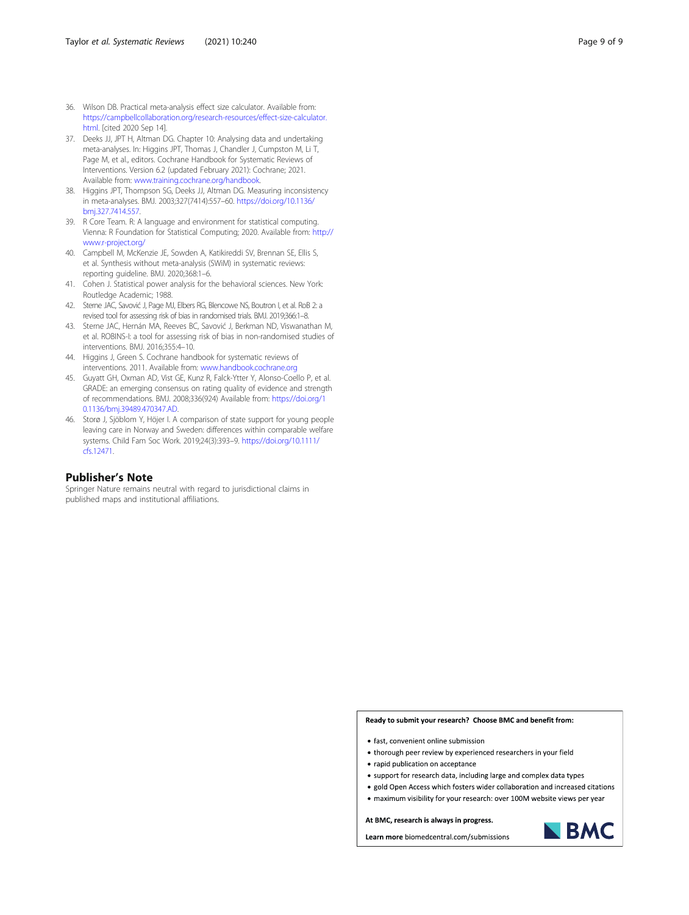36. Wilson DB. Practical meta-analysis effect size calculator. Available from: https://campbellcollaboration.org/research-resources/effect-size-calculator.html. [cited 2020 Sep 14].
37. Deeks JJ, JPT H, Altman DG. Chapter 10: Analysing data and undertaking meta-analyses. In: Higgins JPT, Thomas J, Chandler J, Cumpston M, Li T, Page M, et al., editors. Cochrane Handbook for Systematic Reviews of Interventions. Version 6.2 (updated February 2021): Cochrane; 2021. Available from: www.training.cochrane.org/handbook.
38. Higgins JPT, Thompson SG, Deeks JJ, Altman DG. Measuring inconsistency in meta-analyses. BMJ. 2003;327(7414):557–60. https://doi.org/10.1136/bmj.327.7414.557.
39. R Core Team. R: A language and environment for statistical computing. Vienna: R Foundation for Statistical Computing; 2020. Available from: http://www.r-project.org/
40. Campbell M, McKenzie JE, Sowden A, Katikireddi SV, Brennan SE, Ellis S, et al. Synthesis without meta-analysis (SWiM) in systematic reviews: reporting guideline. BMJ. 2020;368:1–6.
41. Cohen J. Statistical power analysis for the behavioral sciences. New York: Routledge Academic; 1988.
42. Sterne JAC, Savović J, Page MJ, Elbers RG, Blencowe NS, Boutron I, et al. RoB 2: a revised tool for assessing risk of bias in randomised trials. BMJ. 2019;366:1–8.
43. Sterne JAC, Hernán MA, Reeves BC, Savović J, Berkman ND, Viswanathan M, et al. ROBINS-I: a tool for assessing risk of bias in non-randomised studies of interventions. BMJ. 2016;355:4–10.
44. Higgins J, Green S. Cochrane handbook for systematic reviews of interventions. 2011. Available from: www.handbook.cochrane.org
45. Guyatt GH, Oxman AD, Vist GE, Kunz R, Falck-Ytter Y, Alonso-Coello P, et al. GRADE: an emerging consensus on rating quality of evidence and strength of recommendations. BMJ. 2008;336(924) Available from: https://doi.org/10.1136/bmj.39489.470347.AD.
46. Storø J, Sjöblom Y, Höjer I. A comparison of state support for young people leaving care in Norway and Sweden: differences within comparable welfare systems. Child Fam Soc Work. 2019;24(3):393–9. https://doi.org/10.1111/cfs.12471.

## Publisher's Note

Springer Nature remains neutral with regard to jurisdictional claims in published maps and institutional affiliations.

**Ready to submit your research? Choose BMC and benefit from:**

- fast, convenient online submission
- thorough peer review by experienced researchers in your field
- rapid publication on acceptance
- support for research data, including large and complex data types
- gold Open Access which fosters wider collaboration and increased citations
- maximum visibility for your research: over 100M website views per year

**At BMC, research is always in progress.**

**Learn more** biomedcentral.com/submissions

BMC